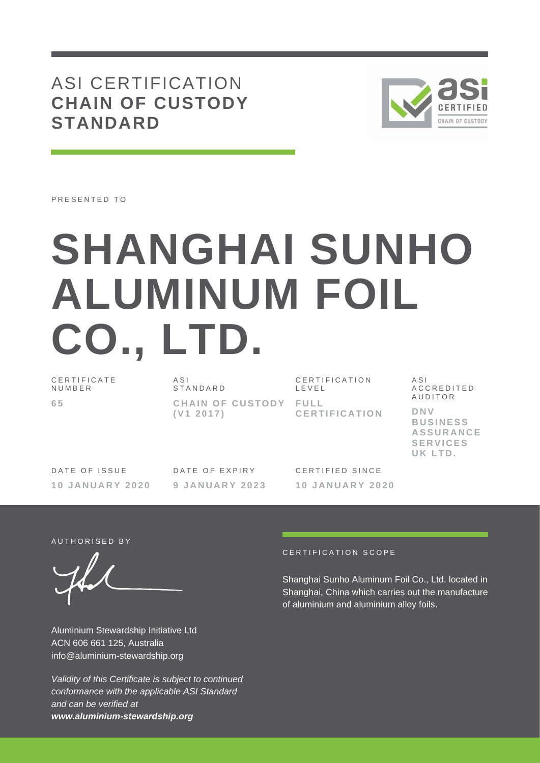# ASI CERTIFICATION **CHAIN OF CUSTODY STANDARD**

PRESENTED TO

# SHANGHAI SUNHO ALUMINUM FOIL CO., LTD.

| CERTIFICATE NUMBER | ASI STANDARD | CERTIFICATION LEVEL | ASI ACCREDITED AUDITOR |
|---|---|---|---|
| **65** | **CHAIN OF CUSTODY (V1 2017)** | **FULL CERTIFICATION** | **DNV BUSINESS ASSURANCE SERVICES UK LTD.** |

| DATE OF ISSUE | DATE OF EXPIRY | CERTIFIED SINCE |
|---|---|---|
| **10 JANUARY 2020** | **9 JANUARY 2023** | **10 JANUARY 2020** |

AUTHORISED BY

Aluminium Stewardship Initiative Ltd
ACN 606 661 125, Australia
info@aluminium-stewardship.org

*Validity of this Certificate is subject to continued conformance with the applicable ASI Standard and can be verified at* ***www.aluminium-stewardship.org***

CERTIFICATION SCOPE

Shanghai Sunho Aluminum Foil Co., Ltd. located in Shanghai, China which carries out the manufacture of aluminium and aluminium alloy foils.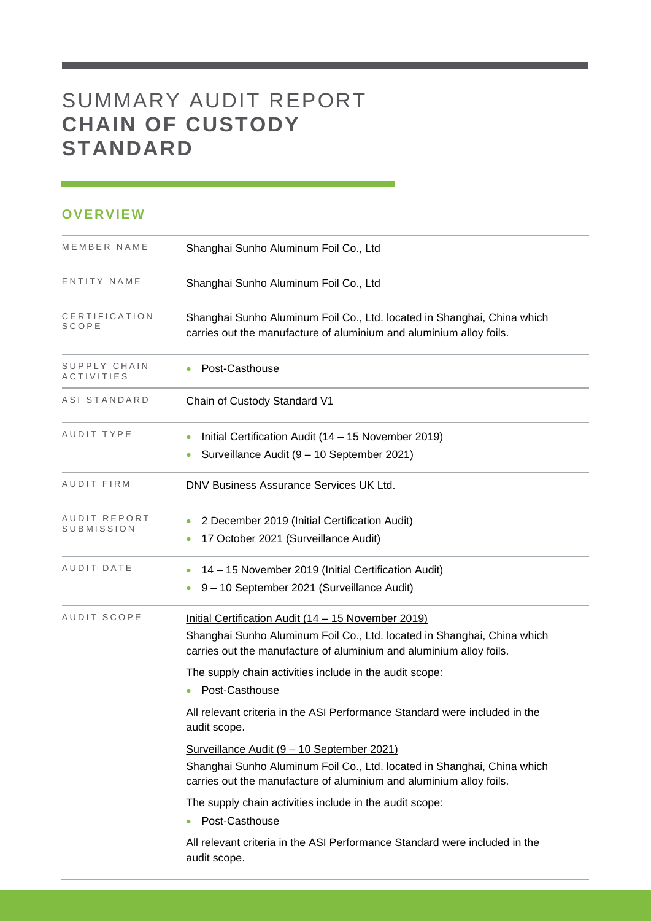# SUMMARY AUDIT REPORT **CHAIN OF CUSTODY STANDARD**

## OVERVIEW

| | |
|---|---|
| MEMBER NAME | Shanghai Sunho Aluminum Foil Co., Ltd |
| ENTITY NAME | Shanghai Sunho Aluminum Foil Co., Ltd |
| CERTIFICATION SCOPE | Shanghai Sunho Aluminum Foil Co., Ltd. located in Shanghai, China which carries out the manufacture of aluminium and aluminium alloy foils. |
| SUPPLY CHAIN ACTIVITIES | • Post-Casthouse |
| ASI STANDARD | Chain of Custody Standard V1 |
| AUDIT TYPE | • Initial Certification Audit (14 – 15 November 2019)<br>• Surveillance Audit (9 – 10 September 2021) |
| AUDIT FIRM | DNV Business Assurance Services UK Ltd. |
| AUDIT REPORT SUBMISSION | • 2 December 2019 (Initial Certification Audit)<br>• 17 October 2021 (Surveillance Audit) |
| AUDIT DATE | • 14 – 15 November 2019 (Initial Certification Audit)<br>• 9 – 10 September 2021 (Surveillance Audit) |
| AUDIT SCOPE | Initial Certification Audit (14 – 15 November 2019)<br>Shanghai Sunho Aluminum Foil Co., Ltd. located in Shanghai, China which carries out the manufacture of aluminium and aluminium alloy foils.<br>The supply chain activities include in the audit scope:<br>• Post-Casthouse<br>All relevant criteria in the ASI Performance Standard were included in the audit scope.<br>Surveillance Audit (9 – 10 September 2021)<br>Shanghai Sunho Aluminum Foil Co., Ltd. located in Shanghai, China which carries out the manufacture of aluminium and aluminium alloy foils.<br>The supply chain activities include in the audit scope:<br>• Post-Casthouse<br>All relevant criteria in the ASI Performance Standard were included in the audit scope. |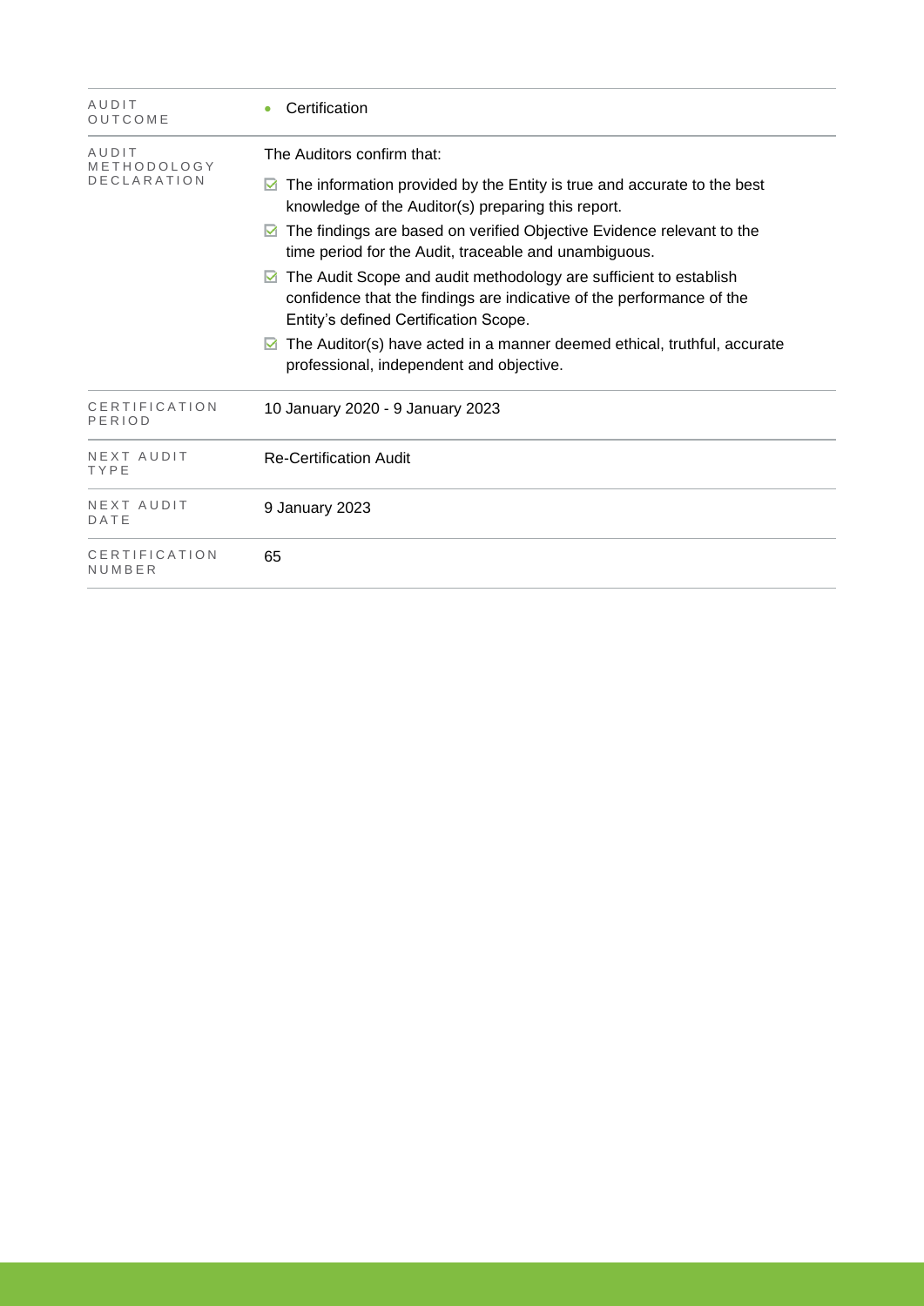| | |
|---|---|
| AUDIT OUTCOME | • Certification |
| AUDIT METHODOLOGY DECLARATION | The Auditors confirm that:<br>☑ The information provided by the Entity is true and accurate to the best knowledge of the Auditor(s) preparing this report.<br>☑ The findings are based on verified Objective Evidence relevant to the time period for the Audit, traceable and unambiguous.<br>☑ The Audit Scope and audit methodology are sufficient to establish confidence that the findings are indicative of the performance of the Entity's defined Certification Scope.<br>☑ The Auditor(s) have acted in a manner deemed ethical, truthful, accurate professional, independent and objective. |
| CERTIFICATION PERIOD | 10 January 2020 - 9 January 2023 |
| NEXT AUDIT TYPE | Re-Certification Audit |
| NEXT AUDIT DATE | 9 January 2023 |
| CERTIFICATION NUMBER | 65 |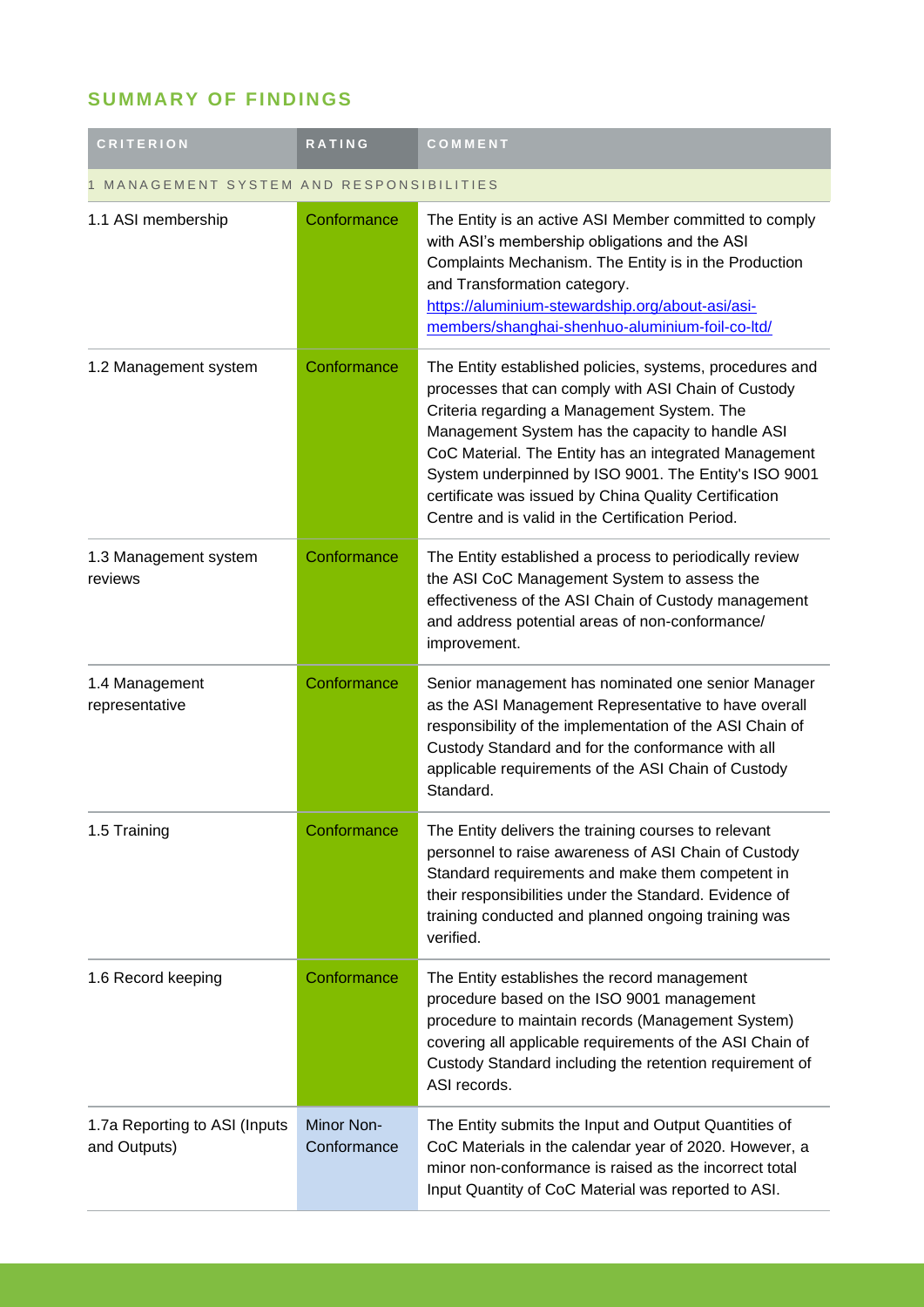## SUMMARY OF FINDINGS

| CRITERION | RATING | COMMENT |
|---|---|---|
| 1 MANAGEMENT SYSTEM AND RESPONSIBILITIES | | |
| 1.1 ASI membership | Conformance | The Entity is an active ASI Member committed to comply with ASI's membership obligations and the ASI Complaints Mechanism. The Entity is in the Production and Transformation category. https://aluminium-stewardship.org/about-asi/asi-members/shanghai-shenhuo-aluminium-foil-co-ltd/ |
| 1.2 Management system | Conformance | The Entity established policies, systems, procedures and processes that can comply with ASI Chain of Custody Criteria regarding a Management System. The Management System has the capacity to handle ASI CoC Material. The Entity has an integrated Management System underpinned by ISO 9001. The Entity's ISO 9001 certificate was issued by China Quality Certification Centre and is valid in the Certification Period. |
| 1.3 Management system reviews | Conformance | The Entity established a process to periodically review the ASI CoC Management System to assess the effectiveness of the ASI Chain of Custody management and address potential areas of non-conformance/ improvement. |
| 1.4 Management representative | Conformance | Senior management has nominated one senior Manager as the ASI Management Representative to have overall responsibility of the implementation of the ASI Chain of Custody Standard and for the conformance with all applicable requirements of the ASI Chain of Custody Standard. |
| 1.5 Training | Conformance | The Entity delivers the training courses to relevant personnel to raise awareness of ASI Chain of Custody Standard requirements and make them competent in their responsibilities under the Standard. Evidence of training conducted and planned ongoing training was verified. |
| 1.6 Record keeping | Conformance | The Entity establishes the record management procedure based on the ISO 9001 management procedure to maintain records (Management System) covering all applicable requirements of the ASI Chain of Custody Standard including the retention requirement of ASI records. |
| 1.7a Reporting to ASI (Inputs and Outputs) | Minor Non-Conformance | The Entity submits the Input and Output Quantities of CoC Materials in the calendar year of 2020. However, a minor non-conformance is raised as the incorrect total Input Quantity of CoC Material was reported to ASI. |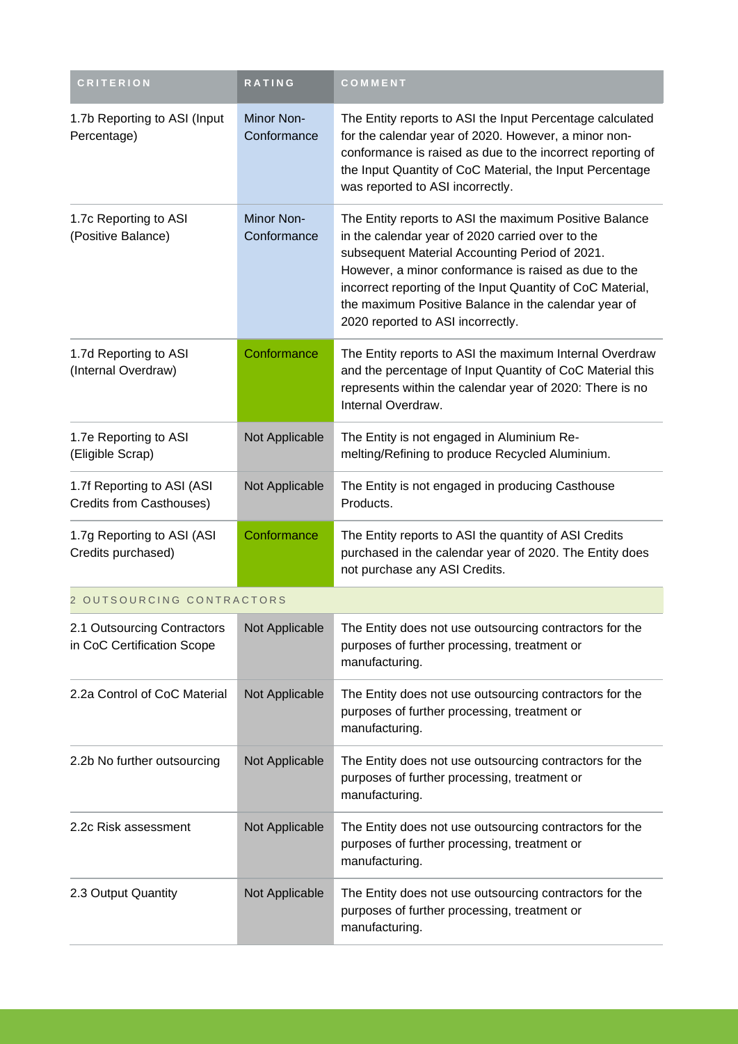| CRITERION | RATING | COMMENT |
|---|---|---|
| 1.7b Reporting to ASI (Input Percentage) | Minor Non-Conformance | The Entity reports to ASI the Input Percentage calculated for the calendar year of 2020. However, a minor non-conformance is raised as due to the incorrect reporting of the Input Quantity of CoC Material, the Input Percentage was reported to ASI incorrectly. |
| 1.7c Reporting to ASI (Positive Balance) | Minor Non-Conformance | The Entity reports to ASI the maximum Positive Balance in the calendar year of 2020 carried over to the subsequent Material Accounting Period of 2021. However, a minor conformance is raised as due to the incorrect reporting of the Input Quantity of CoC Material, the maximum Positive Balance in the calendar year of 2020 reported to ASI incorrectly. |
| 1.7d Reporting to ASI (Internal Overdraw) | Conformance | The Entity reports to ASI the maximum Internal Overdraw and the percentage of Input Quantity of CoC Material this represents within the calendar year of 2020: There is no Internal Overdraw. |
| 1.7e Reporting to ASI (Eligible Scrap) | Not Applicable | The Entity is not engaged in Aluminium Re-melting/Refining to produce Recycled Aluminium. |
| 1.7f Reporting to ASI (ASI Credits from Casthouses) | Not Applicable | The Entity is not engaged in producing Casthouse Products. |
| 1.7g Reporting to ASI (ASI Credits purchased) | Conformance | The Entity reports to ASI the quantity of ASI Credits purchased in the calendar year of 2020. The Entity does not purchase any ASI Credits. |
| 2 OUTSOURCING CONTRACTORS | | |
| 2.1 Outsourcing Contractors in CoC Certification Scope | Not Applicable | The Entity does not use outsourcing contractors for the purposes of further processing, treatment or manufacturing. |
| 2.2a Control of CoC Material | Not Applicable | The Entity does not use outsourcing contractors for the purposes of further processing, treatment or manufacturing. |
| 2.2b No further outsourcing | Not Applicable | The Entity does not use outsourcing contractors for the purposes of further processing, treatment or manufacturing. |
| 2.2c Risk assessment | Not Applicable | The Entity does not use outsourcing contractors for the purposes of further processing, treatment or manufacturing. |
| 2.3 Output Quantity | Not Applicable | The Entity does not use outsourcing contractors for the purposes of further processing, treatment or manufacturing. |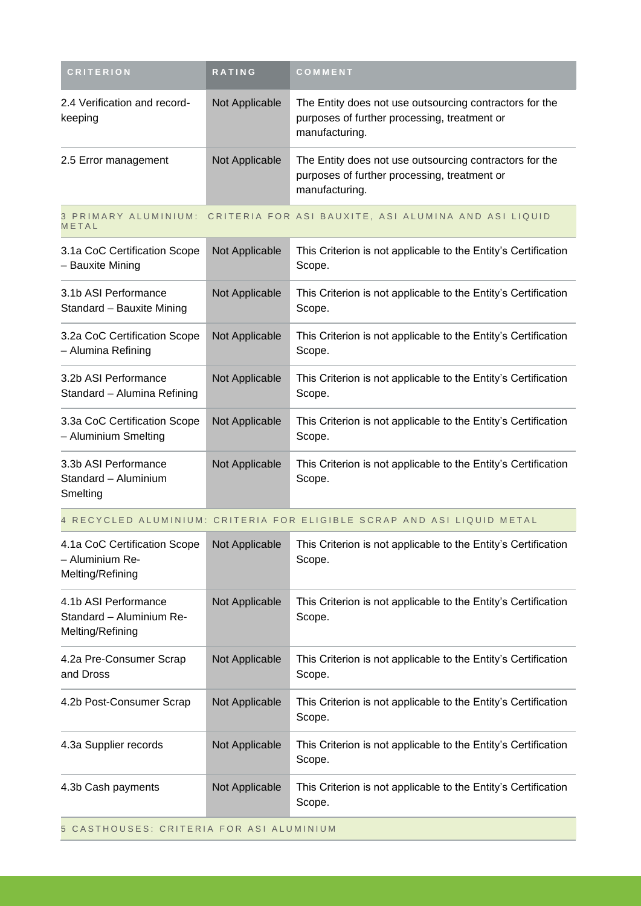| CRITERION | RATING | COMMENT |
| --- | --- | --- |
| 2.4 Verification and record-keeping | Not Applicable | The Entity does not use outsourcing contractors for the purposes of further processing, treatment or manufacturing. |
| 2.5 Error management | Not Applicable | The Entity does not use outsourcing contractors for the purposes of further processing, treatment or manufacturing. |
| 3 PRIMARY ALUMINIUM: CRITERIA FOR ASI BAUXITE, ASI ALUMINA AND ASI LIQUID METAL | | |
| 3.1a CoC Certification Scope – Bauxite Mining | Not Applicable | This Criterion is not applicable to the Entity's Certification Scope. |
| 3.1b ASI Performance Standard – Bauxite Mining | Not Applicable | This Criterion is not applicable to the Entity's Certification Scope. |
| 3.2a CoC Certification Scope – Alumina Refining | Not Applicable | This Criterion is not applicable to the Entity's Certification Scope. |
| 3.2b ASI Performance Standard – Alumina Refining | Not Applicable | This Criterion is not applicable to the Entity's Certification Scope. |
| 3.3a CoC Certification Scope – Aluminium Smelting | Not Applicable | This Criterion is not applicable to the Entity's Certification Scope. |
| 3.3b ASI Performance Standard – Aluminium Smelting | Not Applicable | This Criterion is not applicable to the Entity's Certification Scope. |
| 4 RECYCLED ALUMINIUM: CRITERIA FOR ELIGIBLE SCRAP AND ASI LIQUID METAL | | |
| 4.1a CoC Certification Scope – Aluminium Re-Melting/Refining | Not Applicable | This Criterion is not applicable to the Entity's Certification Scope. |
| 4.1b ASI Performance Standard – Aluminium Re-Melting/Refining | Not Applicable | This Criterion is not applicable to the Entity's Certification Scope. |
| 4.2a Pre-Consumer Scrap and Dross | Not Applicable | This Criterion is not applicable to the Entity's Certification Scope. |
| 4.2b Post-Consumer Scrap | Not Applicable | This Criterion is not applicable to the Entity's Certification Scope. |
| 4.3a Supplier records | Not Applicable | This Criterion is not applicable to the Entity's Certification Scope. |
| 4.3b Cash payments | Not Applicable | This Criterion is not applicable to the Entity's Certification Scope. |
| 5 CASTHOUSES: CRITERIA FOR ASI ALUMINIUM | | |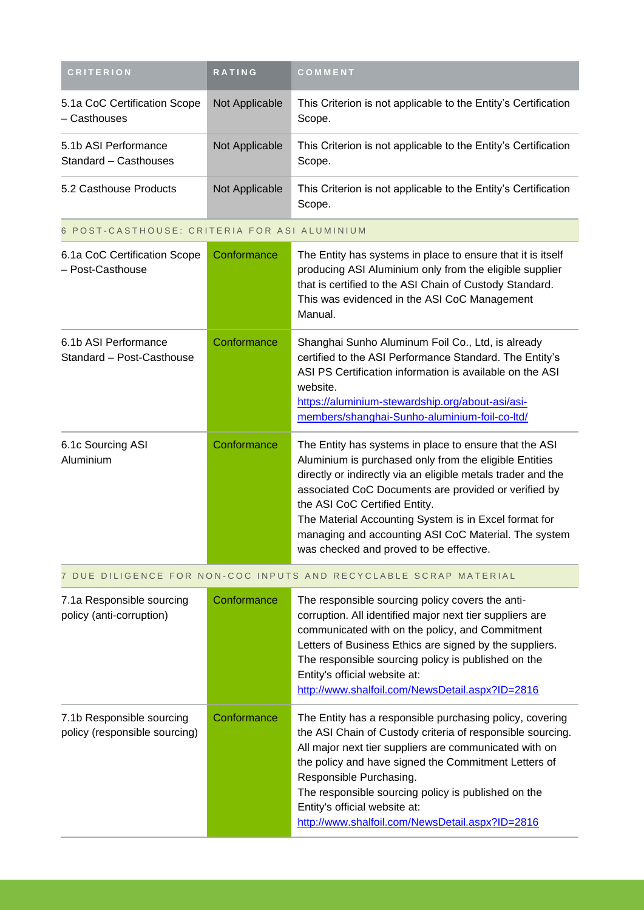| CRITERION | RATING | COMMENT |
|---|---|---|
| 5.1a CoC Certification Scope – Casthouses | Not Applicable | This Criterion is not applicable to the Entity's Certification Scope. |
| 5.1b ASI Performance Standard – Casthouses | Not Applicable | This Criterion is not applicable to the Entity's Certification Scope. |
| 5.2 Casthouse Products | Not Applicable | This Criterion is not applicable to the Entity's Certification Scope. |
| 6 POST-CASTHOUSE: CRITERIA FOR ASI ALUMINIUM | | |
| 6.1a CoC Certification Scope – Post-Casthouse | Conformance | The Entity has systems in place to ensure that it is itself producing ASI Aluminium only from the eligible supplier that is certified to the ASI Chain of Custody Standard. This was evidenced in the ASI CoC Management Manual. |
| 6.1b ASI Performance Standard – Post-Casthouse | Conformance | Shanghai Sunho Aluminum Foil Co., Ltd, is already certified to the ASI Performance Standard. The Entity's ASI PS Certification information is available on the ASI website. https://aluminium-stewardship.org/about-asi/asi-members/shanghai-Sunho-aluminium-foil-co-ltd/ |
| 6.1c Sourcing ASI Aluminium | Conformance | The Entity has systems in place to ensure that the ASI Aluminium is purchased only from the eligible Entities directly or indirectly via an eligible metals trader and the associated CoC Documents are provided or verified by the ASI CoC Certified Entity.<br>The Material Accounting System is in Excel format for managing and accounting ASI CoC Material. The system was checked and proved to be effective. |
| 7 DUE DILIGENCE FOR NON-COC INPUTS AND RECYCLABLE SCRAP MATERIAL | | |
| 7.1a Responsible sourcing policy (anti-corruption) | Conformance | The responsible sourcing policy covers the anti-corruption. All identified major next tier suppliers are communicated with on the policy, and Commitment Letters of Business Ethics are signed by the suppliers. The responsible sourcing policy is published on the Entity's official website at: http://www.shalfoil.com/NewsDetail.aspx?ID=2816 |
| 7.1b Responsible sourcing policy (responsible sourcing) | Conformance | The Entity has a responsible purchasing policy, covering the ASI Chain of Custody criteria of responsible sourcing. All major next tier suppliers are communicated with on the policy and have signed the Commitment Letters of Responsible Purchasing.<br>The responsible sourcing policy is published on the Entity's official website at: http://www.shalfoil.com/NewsDetail.aspx?ID=2816 |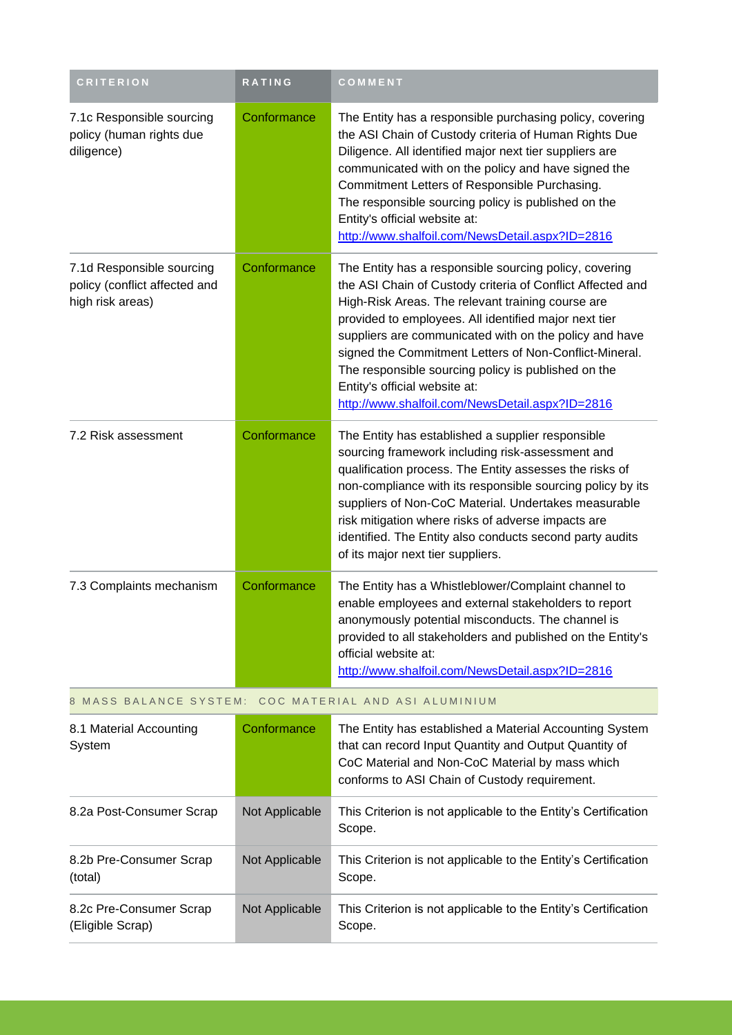| CRITERION | RATING | COMMENT |
|---|---|---|
| 7.1c Responsible sourcing policy (human rights due diligence) | Conformance | The Entity has a responsible purchasing policy, covering the ASI Chain of Custody criteria of Human Rights Due Diligence. All identified major next tier suppliers are communicated with on the policy and have signed the Commitment Letters of Responsible Purchasing. The responsible sourcing policy is published on the Entity's official website at: http://www.shalfoil.com/NewsDetail.aspx?ID=2816 |
| 7.1d Responsible sourcing policy (conflict affected and high risk areas) | Conformance | The Entity has a responsible sourcing policy, covering the ASI Chain of Custody criteria of Conflict Affected and High-Risk Areas. The relevant training course are provided to employees. All identified major next tier suppliers are communicated with on the policy and have signed the Commitment Letters of Non-Conflict-Mineral. The responsible sourcing policy is published on the Entity's official website at: http://www.shalfoil.com/NewsDetail.aspx?ID=2816 |
| 7.2 Risk assessment | Conformance | The Entity has established a supplier responsible sourcing framework including risk-assessment and qualification process. The Entity assesses the risks of non-compliance with its responsible sourcing policy by its suppliers of Non-CoC Material. Undertakes measurable risk mitigation where risks of adverse impacts are identified. The Entity also conducts second party audits of its major next tier suppliers. |
| 7.3 Complaints mechanism | Conformance | The Entity has a Whistleblower/Complaint channel to enable employees and external stakeholders to report anonymously potential misconducts. The channel is provided to all stakeholders and published on the Entity's official website at: http://www.shalfoil.com/NewsDetail.aspx?ID=2816 |
| **8 MASS BALANCE SYSTEM: COC MATERIAL AND ASI ALUMINIUM** | | |
| 8.1 Material Accounting System | Conformance | The Entity has established a Material Accounting System that can record Input Quantity and Output Quantity of CoC Material and Non-CoC Material by mass which conforms to ASI Chain of Custody requirement. |
| 8.2a Post-Consumer Scrap | Not Applicable | This Criterion is not applicable to the Entity's Certification Scope. |
| 8.2b Pre-Consumer Scrap (total) | Not Applicable | This Criterion is not applicable to the Entity's Certification Scope. |
| 8.2c Pre-Consumer Scrap (Eligible Scrap) | Not Applicable | This Criterion is not applicable to the Entity's Certification Scope. |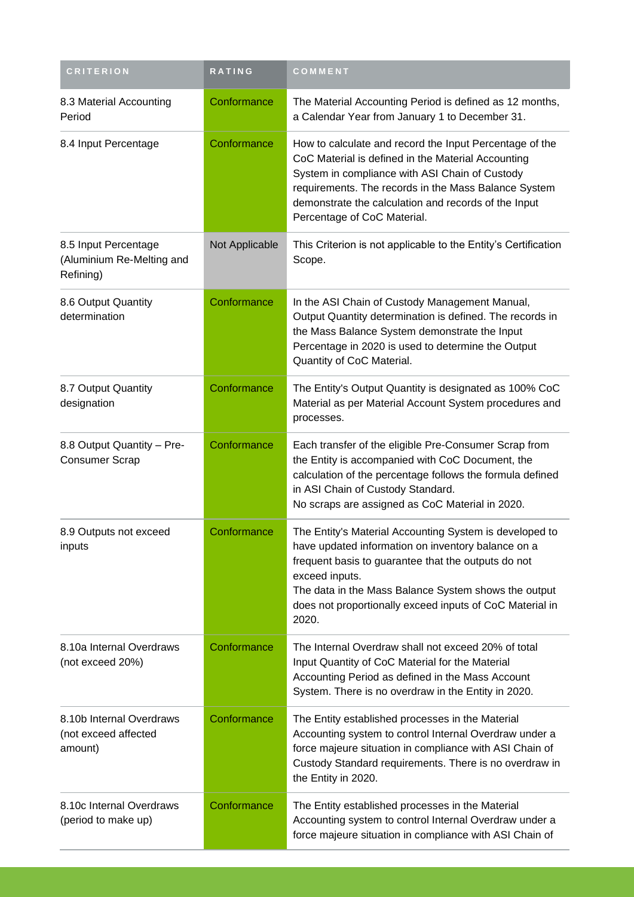| CRITERION | RATING | COMMENT |
| --- | --- | --- |
| 8.3 Material Accounting Period | Conformance | The Material Accounting Period is defined as 12 months, a Calendar Year from January 1 to December 31. |
| 8.4 Input Percentage | Conformance | How to calculate and record the Input Percentage of the CoC Material is defined in the Material Accounting System in compliance with ASI Chain of Custody requirements. The records in the Mass Balance System demonstrate the calculation and records of the Input Percentage of CoC Material. |
| 8.5 Input Percentage (Aluminium Re-Melting and Refining) | Not Applicable | This Criterion is not applicable to the Entity's Certification Scope. |
| 8.6 Output Quantity determination | Conformance | In the ASI Chain of Custody Management Manual, Output Quantity determination is defined. The records in the Mass Balance System demonstrate the Input Percentage in 2020 is used to determine the Output Quantity of CoC Material. |
| 8.7 Output Quantity designation | Conformance | The Entity's Output Quantity is designated as 100% CoC Material as per Material Account System procedures and processes. |
| 8.8 Output Quantity – Pre-Consumer Scrap | Conformance | Each transfer of the eligible Pre-Consumer Scrap from the Entity is accompanied with CoC Document, the calculation of the percentage follows the formula defined in ASI Chain of Custody Standard.<br>No scraps are assigned as CoC Material in 2020. |
| 8.9 Outputs not exceed inputs | Conformance | The Entity's Material Accounting System is developed to have updated information on inventory balance on a frequent basis to guarantee that the outputs do not exceed inputs.<br>The data in the Mass Balance System shows the output does not proportionally exceed inputs of CoC Material in 2020. |
| 8.10a Internal Overdraws (not exceed 20%) | Conformance | The Internal Overdraw shall not exceed 20% of total Input Quantity of CoC Material for the Material Accounting Period as defined in the Mass Account System. There is no overdraw in the Entity in 2020. |
| 8.10b Internal Overdraws (not exceed affected amount) | Conformance | The Entity established processes in the Material Accounting system to control Internal Overdraw under a force majeure situation in compliance with ASI Chain of Custody Standard requirements. There is no overdraw in the Entity in 2020. |
| 8.10c Internal Overdraws (period to make up) | Conformance | The Entity established processes in the Material Accounting system to control Internal Overdraw under a force majeure situation in compliance with ASI Chain of |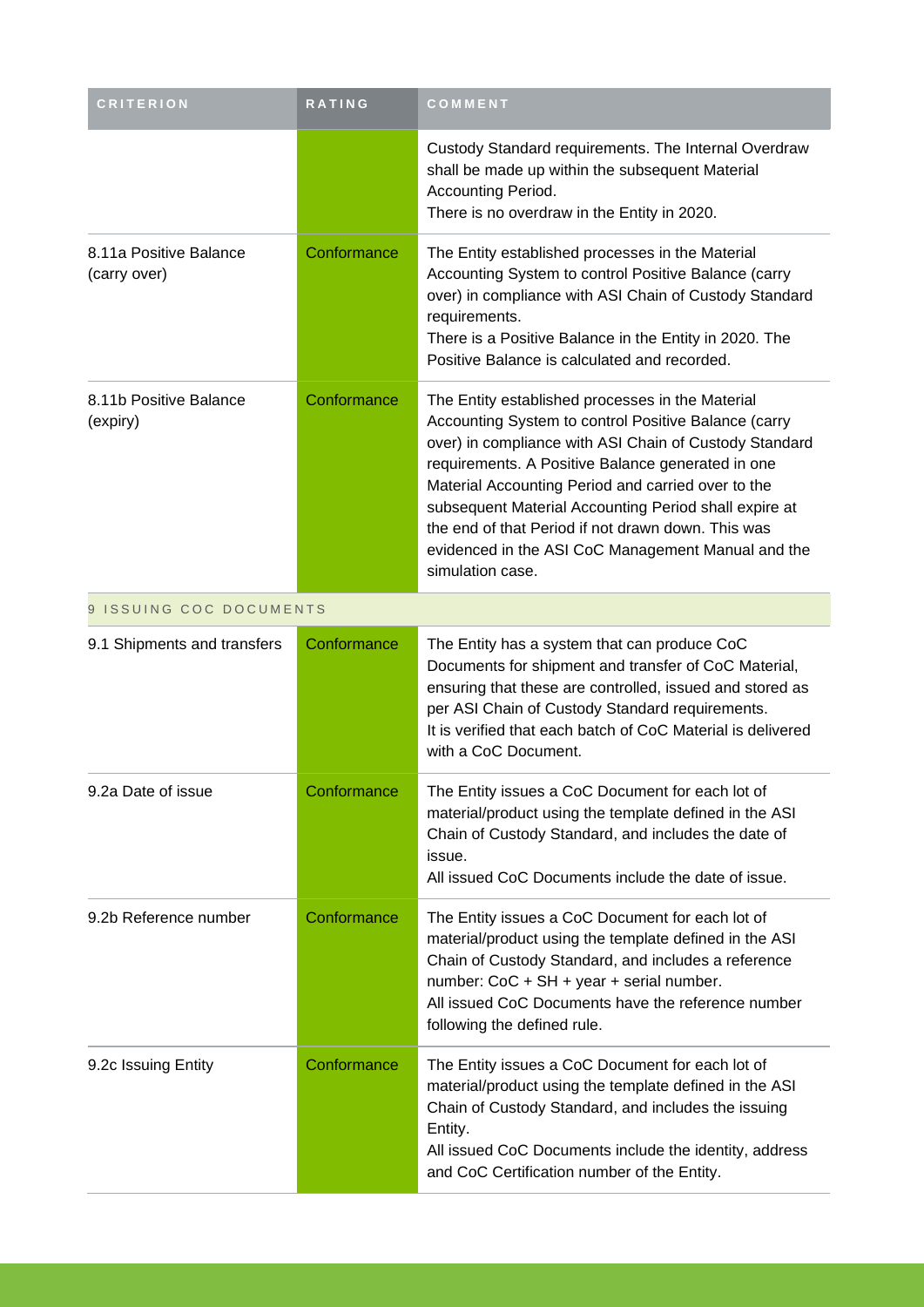| CRITERION | RATING | COMMENT |
|---|---|---|
| | | Custody Standard requirements. The Internal Overdraw shall be made up within the subsequent Material Accounting Period.<br>There is no overdraw in the Entity in 2020. |
| 8.11a Positive Balance (carry over) | Conformance | The Entity established processes in the Material Accounting System to control Positive Balance (carry over) in compliance with ASI Chain of Custody Standard requirements.<br>There is a Positive Balance in the Entity in 2020. The Positive Balance is calculated and recorded. |
| 8.11b Positive Balance (expiry) | Conformance | The Entity established processes in the Material Accounting System to control Positive Balance (carry over) in compliance with ASI Chain of Custody Standard requirements. A Positive Balance generated in one Material Accounting Period and carried over to the subsequent Material Accounting Period shall expire at the end of that Period if not drawn down. This was evidenced in the ASI CoC Management Manual and the simulation case. |
| 9 ISSUING COC DOCUMENTS | | |
| 9.1 Shipments and transfers | Conformance | The Entity has a system that can produce CoC Documents for shipment and transfer of CoC Material, ensuring that these are controlled, issued and stored as per ASI Chain of Custody Standard requirements.<br>It is verified that each batch of CoC Material is delivered with a CoC Document. |
| 9.2a Date of issue | Conformance | The Entity issues a CoC Document for each lot of material/product using the template defined in the ASI Chain of Custody Standard, and includes the date of issue.<br>All issued CoC Documents include the date of issue. |
| 9.2b Reference number | Conformance | The Entity issues a CoC Document for each lot of material/product using the template defined in the ASI Chain of Custody Standard, and includes a reference number: CoC + SH + year + serial number.<br>All issued CoC Documents have the reference number following the defined rule. |
| 9.2c Issuing Entity | Conformance | The Entity issues a CoC Document for each lot of material/product using the template defined in the ASI Chain of Custody Standard, and includes the issuing Entity.<br>All issued CoC Documents include the identity, address and CoC Certification number of the Entity. |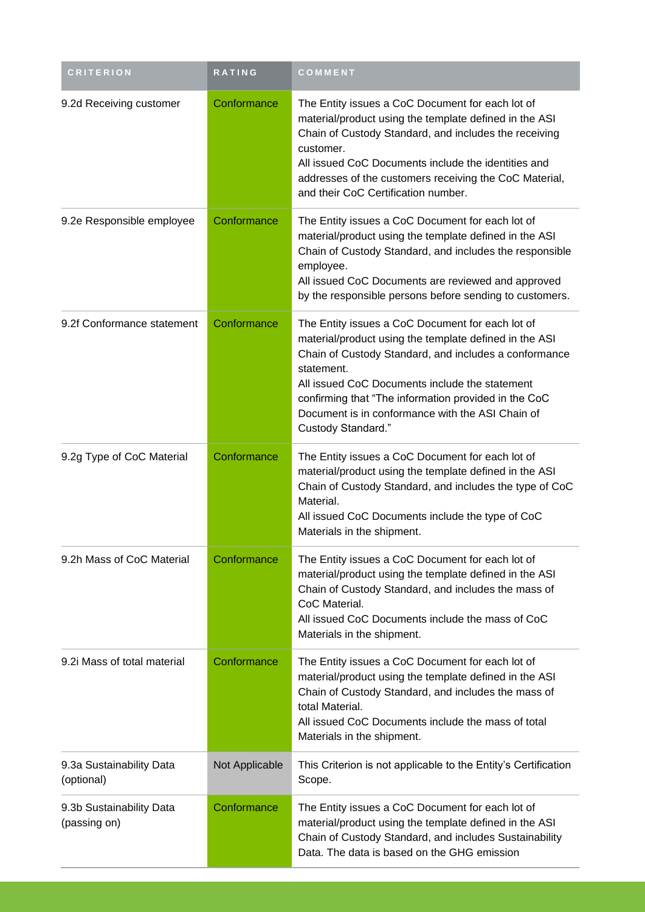| CRITERION | RATING | COMMENT |
| --- | --- | --- |
| 9.2d Receiving customer | Conformance | The Entity issues a CoC Document for each lot of material/product using the template defined in the ASI Chain of Custody Standard, and includes the receiving customer.<br>All issued CoC Documents include the identities and addresses of the customers receiving the CoC Material, and their CoC Certification number. |
| 9.2e Responsible employee | Conformance | The Entity issues a CoC Document for each lot of material/product using the template defined in the ASI Chain of Custody Standard, and includes the responsible employee.<br>All issued CoC Documents are reviewed and approved by the responsible persons before sending to customers. |
| 9.2f Conformance statement | Conformance | The Entity issues a CoC Document for each lot of material/product using the template defined in the ASI Chain of Custody Standard, and includes a conformance statement.<br>All issued CoC Documents include the statement confirming that "The information provided in the CoC Document is in conformance with the ASI Chain of Custody Standard." |
| 9.2g Type of CoC Material | Conformance | The Entity issues a CoC Document for each lot of material/product using the template defined in the ASI Chain of Custody Standard, and includes the type of CoC Material.<br>All issued CoC Documents include the type of CoC Materials in the shipment. |
| 9.2h Mass of CoC Material | Conformance | The Entity issues a CoC Document for each lot of material/product using the template defined in the ASI Chain of Custody Standard, and includes the mass of CoC Material.<br>All issued CoC Documents include the mass of CoC Materials in the shipment. |
| 9.2i Mass of total material | Conformance | The Entity issues a CoC Document for each lot of material/product using the template defined in the ASI Chain of Custody Standard, and includes the mass of total Material.<br>All issued CoC Documents include the mass of total Materials in the shipment. |
| 9.3a Sustainability Data (optional) | Not Applicable | This Criterion is not applicable to the Entity's Certification Scope. |
| 9.3b Sustainability Data (passing on) | Conformance | The Entity issues a CoC Document for each lot of material/product using the template defined in the ASI Chain of Custody Standard, and includes Sustainability Data. The data is based on the GHG emission |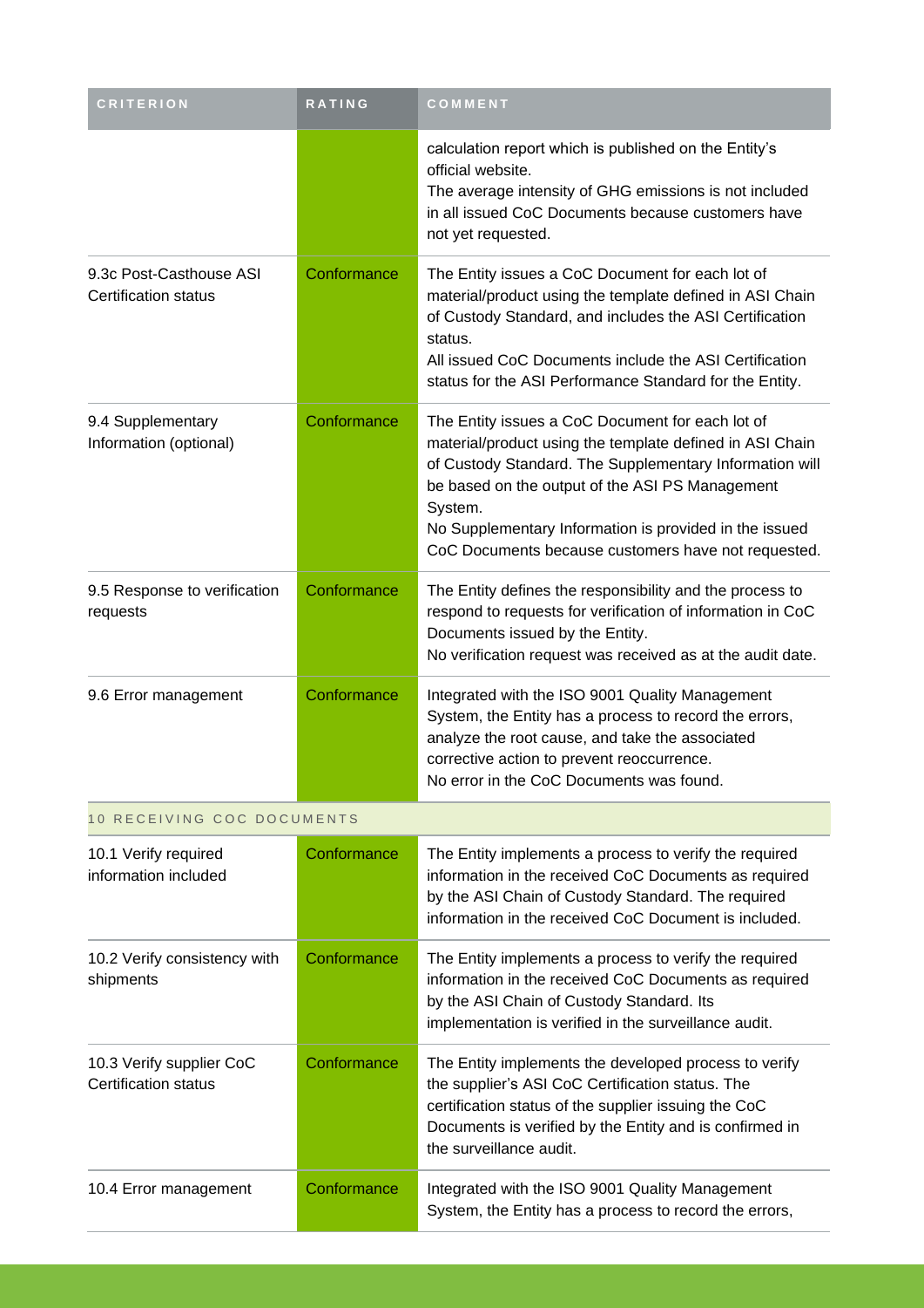| CRITERION | RATING | COMMENT |
|---|---|---|
| | | calculation report which is published on the Entity's official website.<br>The average intensity of GHG emissions is not included in all issued CoC Documents because customers have not yet requested. |
| 9.3c Post-Casthouse ASI Certification status | Conformance | The Entity issues a CoC Document for each lot of material/product using the template defined in ASI Chain of Custody Standard, and includes the ASI Certification status.<br>All issued CoC Documents include the ASI Certification status for the ASI Performance Standard for the Entity. |
| 9.4 Supplementary Information (optional) | Conformance | The Entity issues a CoC Document for each lot of material/product using the template defined in ASI Chain of Custody Standard. The Supplementary Information will be based on the output of the ASI PS Management System.<br>No Supplementary Information is provided in the issued CoC Documents because customers have not requested. |
| 9.5 Response to verification requests | Conformance | The Entity defines the responsibility and the process to respond to requests for verification of information in CoC Documents issued by the Entity.<br>No verification request was received as at the audit date. |
| 9.6 Error management | Conformance | Integrated with the ISO 9001 Quality Management System, the Entity has a process to record the errors, analyze the root cause, and take the associated corrective action to prevent reoccurrence.<br>No error in the CoC Documents was found. |
| **10 RECEIVING COC DOCUMENTS** | | |
| 10.1 Verify required information included | Conformance | The Entity implements a process to verify the required information in the received CoC Documents as required by the ASI Chain of Custody Standard. The required information in the received CoC Document is included. |
| 10.2 Verify consistency with shipments | Conformance | The Entity implements a process to verify the required information in the received CoC Documents as required by the ASI Chain of Custody Standard. Its implementation is verified in the surveillance audit. |
| 10.3 Verify supplier CoC Certification status | Conformance | The Entity implements the developed process to verify the supplier's ASI CoC Certification status. The certification status of the supplier issuing the CoC Documents is verified by the Entity and is confirmed in the surveillance audit. |
| 10.4 Error management | Conformance | Integrated with the ISO 9001 Quality Management System, the Entity has a process to record the errors, |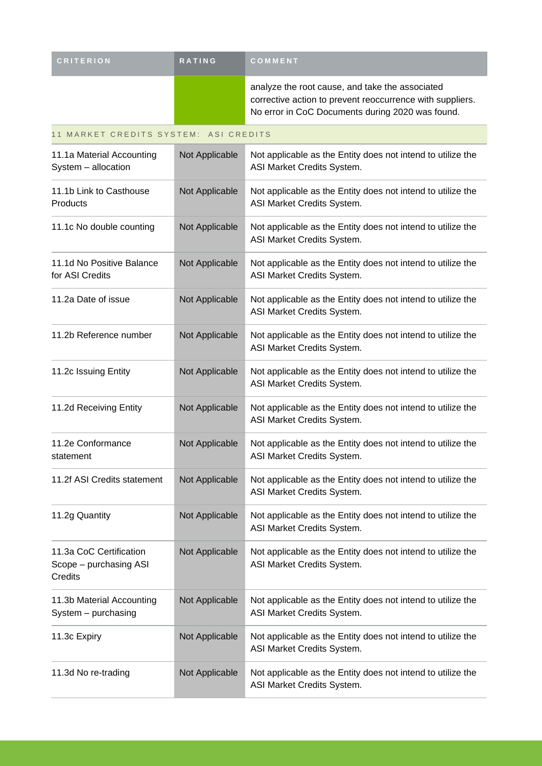| CRITERION | RATING | COMMENT |
| --- | --- | --- |
| | | analyze the root cause, and take the associated corrective action to prevent reoccurrence with suppliers. No error in CoC Documents during 2020 was found. |
| **11 MARKET CREDITS SYSTEM: ASI CREDITS** | | |
| 11.1a Material Accounting System – allocation | Not Applicable | Not applicable as the Entity does not intend to utilize the ASI Market Credits System. |
| 11.1b Link to Casthouse Products | Not Applicable | Not applicable as the Entity does not intend to utilize the ASI Market Credits System. |
| 11.1c No double counting | Not Applicable | Not applicable as the Entity does not intend to utilize the ASI Market Credits System. |
| 11.1d No Positive Balance for ASI Credits | Not Applicable | Not applicable as the Entity does not intend to utilize the ASI Market Credits System. |
| 11.2a Date of issue | Not Applicable | Not applicable as the Entity does not intend to utilize the ASI Market Credits System. |
| 11.2b Reference number | Not Applicable | Not applicable as the Entity does not intend to utilize the ASI Market Credits System. |
| 11.2c Issuing Entity | Not Applicable | Not applicable as the Entity does not intend to utilize the ASI Market Credits System. |
| 11.2d Receiving Entity | Not Applicable | Not applicable as the Entity does not intend to utilize the ASI Market Credits System. |
| 11.2e Conformance statement | Not Applicable | Not applicable as the Entity does not intend to utilize the ASI Market Credits System. |
| 11.2f ASI Credits statement | Not Applicable | Not applicable as the Entity does not intend to utilize the ASI Market Credits System. |
| 11.2g Quantity | Not Applicable | Not applicable as the Entity does not intend to utilize the ASI Market Credits System. |
| 11.3a CoC Certification Scope – purchasing ASI Credits | Not Applicable | Not applicable as the Entity does not intend to utilize the ASI Market Credits System. |
| 11.3b Material Accounting System – purchasing | Not Applicable | Not applicable as the Entity does not intend to utilize the ASI Market Credits System. |
| 11.3c Expiry | Not Applicable | Not applicable as the Entity does not intend to utilize the ASI Market Credits System. |
| 11.3d No re-trading | Not Applicable | Not applicable as the Entity does not intend to utilize the ASI Market Credits System. |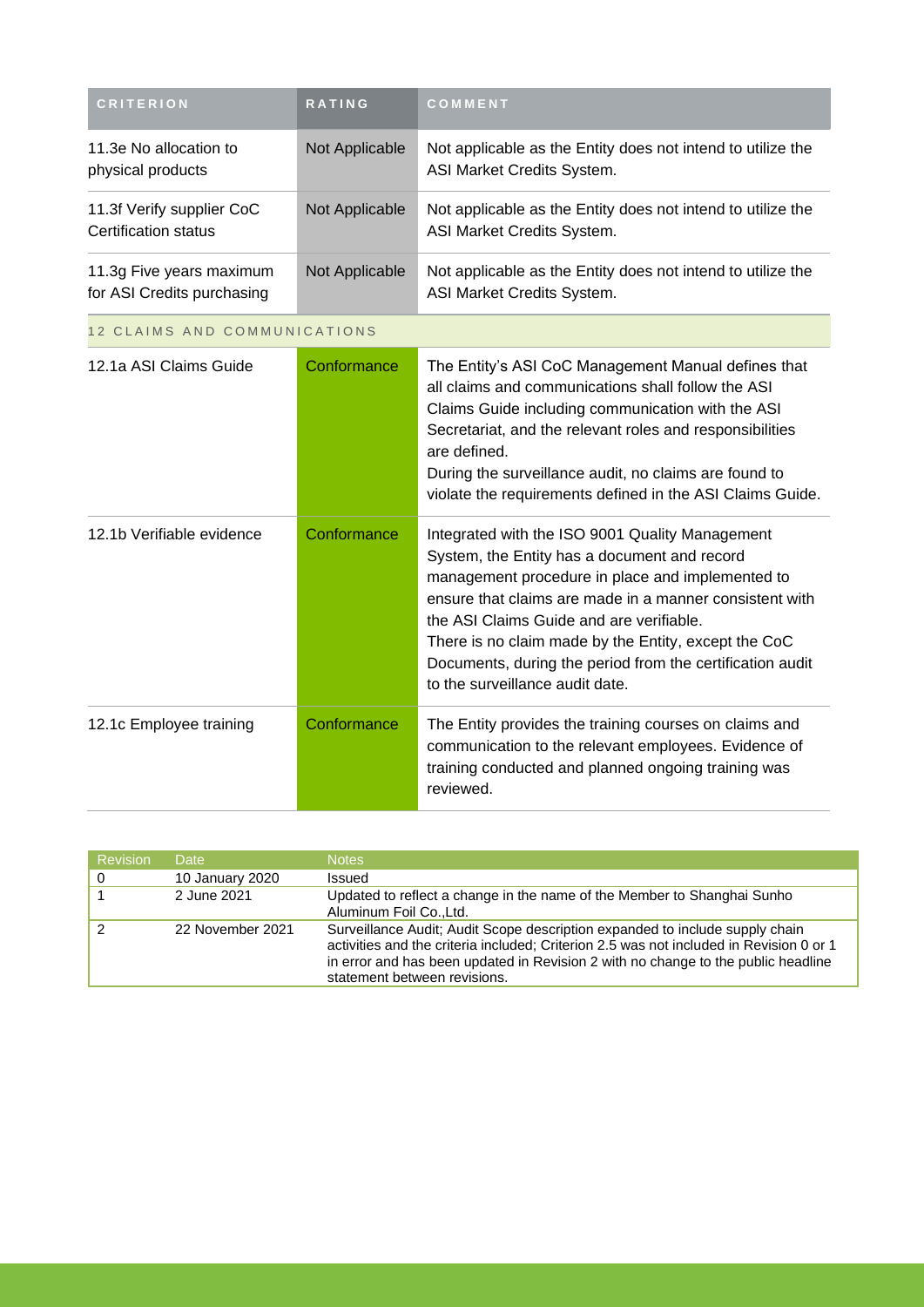| CRITERION | RATING | COMMENT |
| --- | --- | --- |
| 11.3e No allocation to physical products | Not Applicable | Not applicable as the Entity does not intend to utilize the ASI Market Credits System. |
| 11.3f Verify supplier CoC Certification status | Not Applicable | Not applicable as the Entity does not intend to utilize the ASI Market Credits System. |
| 11.3g Five years maximum for ASI Credits purchasing | Not Applicable | Not applicable as the Entity does not intend to utilize the ASI Market Credits System. |
| 12 CLAIMS AND COMMUNICATIONS | | |
| 12.1a ASI Claims Guide | Conformance | The Entity's ASI CoC Management Manual defines that all claims and communications shall follow the ASI Claims Guide including communication with the ASI Secretariat, and the relevant roles and responsibilities are defined.<br>During the surveillance audit, no claims are found to violate the requirements defined in the ASI Claims Guide. |
| 12.1b Verifiable evidence | Conformance | Integrated with the ISO 9001 Quality Management System, the Entity has a document and record management procedure in place and implemented to ensure that claims are made in a manner consistent with the ASI Claims Guide and are verifiable.<br>There is no claim made by the Entity, except the CoC Documents, during the period from the certification audit to the surveillance audit date. |
| 12.1c Employee training | Conformance | The Entity provides the training courses on claims and communication to the relevant employees. Evidence of training conducted and planned ongoing training was reviewed. |

| Revision | Date | Notes |
| --- | --- | --- |
| 0 | 10 January 2020 | Issued |
| 1 | 2 June 2021 | Updated to reflect a change in the name of the Member to Shanghai Sunho Aluminum Foil Co.,Ltd. |
| 2 | 22 November 2021 | Surveillance Audit; Audit Scope description expanded to include supply chain activities and the criteria included; Criterion 2.5 was not included in Revision 0 or 1 in error and has been updated in Revision 2 with no change to the public headline statement between revisions. |